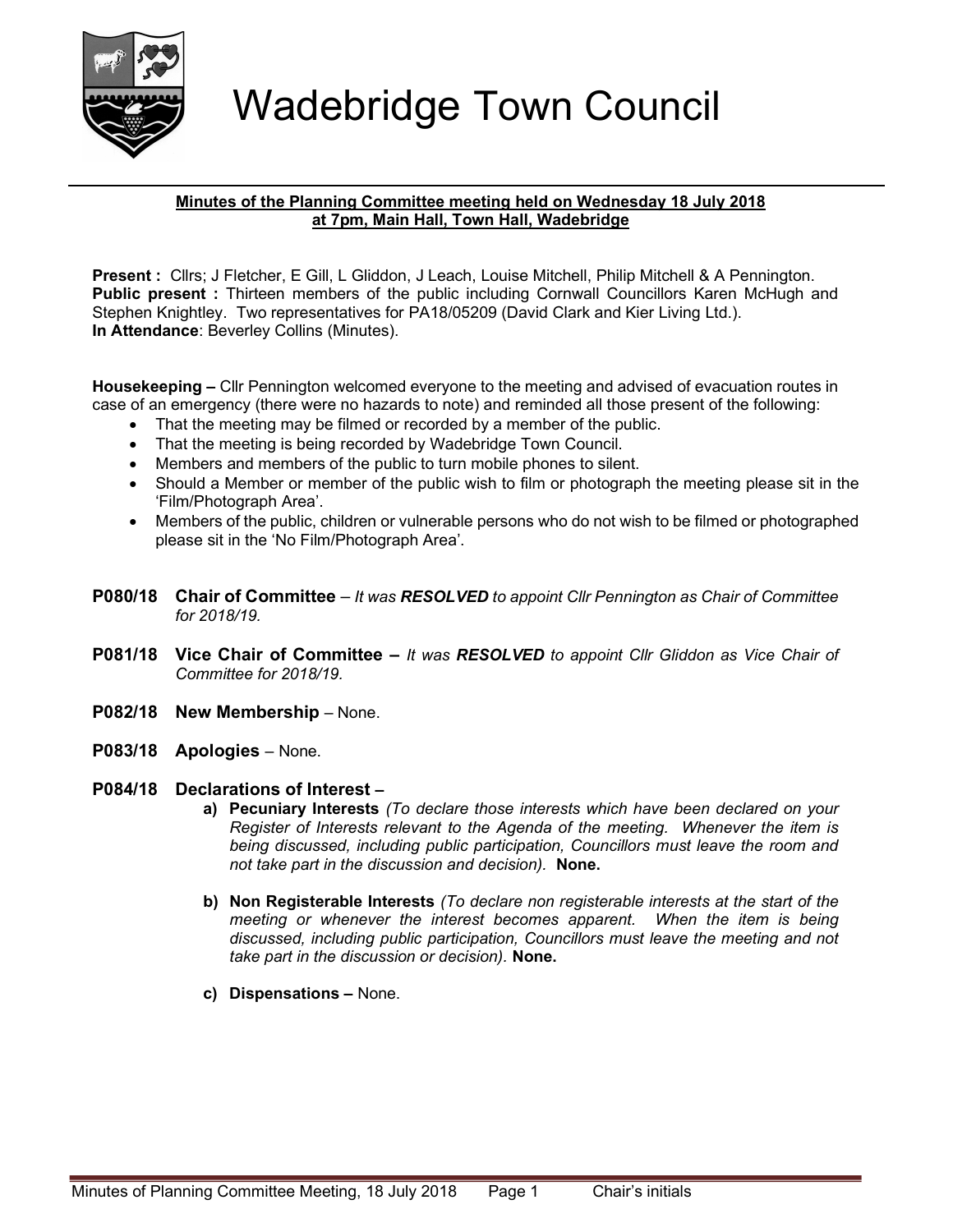# Wadebridge Town Council

**Minutes of the Planning Committee meeting held on Wednesday 18 July 2018 at 7pm, Main Hall, Town Hall, Wadebridge**

**Present :** Cllrs; J Fletcher, E Gill, L Gliddon, J Leach, Louise Mitchell, Philip Mitchell & A Pennington.
**Public present :** Thirteen members of the public including Cornwall Councillors Karen McHugh and Stephen Knightley. Two representatives for PA18/05209 (David Clark and Kier Living Ltd.).
**In Attendance**: Beverley Collins (Minutes).

**Housekeeping –** Cllr Pennington welcomed everyone to the meeting and advised of evacuation routes in case of an emergency (there were no hazards to note) and reminded all those present of the following:

- That the meeting may be filmed or recorded by a member of the public.
- That the meeting is being recorded by Wadebridge Town Council.
- Members and members of the public to turn mobile phones to silent.
- Should a Member or member of the public wish to film or photograph the meeting please sit in the 'Film/Photograph Area'.
- Members of the public, children or vulnerable persons who do not wish to be filmed or photographed please sit in the 'No Film/Photograph Area'.

**P080/18 Chair of Committee** – *It was **RESOLVED** to appoint Cllr Pennington as Chair of Committee for 2018/19.*

**P081/18 Vice Chair of Committee –** *It was **RESOLVED** to appoint Cllr Gliddon as Vice Chair of Committee for 2018/19.*

**P082/18 New Membership** – None.

**P083/18 Apologies** – None.

**P084/18 Declarations of Interest –**

a) **Pecuniary Interests** *(To declare those interests which have been declared on your Register of Interests relevant to the Agenda of the meeting. Whenever the item is being discussed, including public participation, Councillors must leave the room and not take part in the discussion and decision).* **None.**

b) **Non Registerable Interests** *(To declare non registerable interests at the start of the meeting or whenever the interest becomes apparent. When the item is being discussed, including public participation, Councillors must leave the meeting and not take part in the discussion or decision).* **None.**

c) **Dispensations –** None.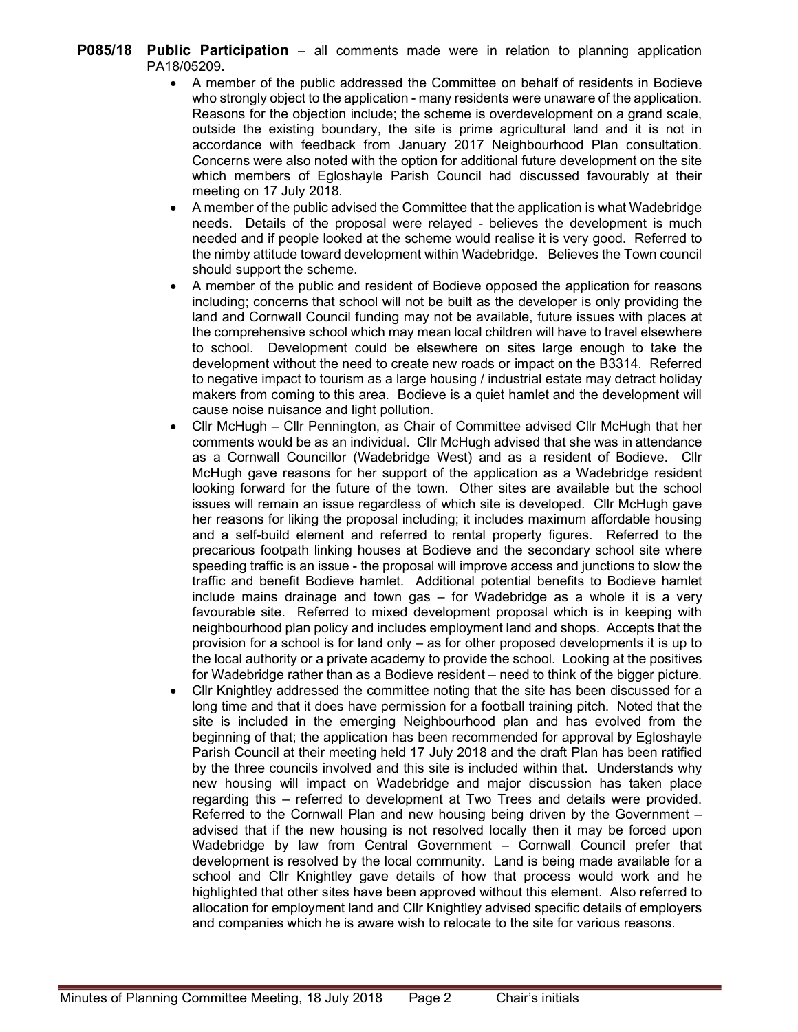**P085/18 Public Participation** – all comments made were in relation to planning application PA18/05209.

- A member of the public addressed the Committee on behalf of residents in Bodieve who strongly object to the application - many residents were unaware of the application. Reasons for the objection include; the scheme is overdevelopment on a grand scale, outside the existing boundary, the site is prime agricultural land and it is not in accordance with feedback from January 2017 Neighbourhood Plan consultation. Concerns were also noted with the option for additional future development on the site which members of Egloshayle Parish Council had discussed favourably at their meeting on 17 July 2018.
- A member of the public advised the Committee that the application is what Wadebridge needs. Details of the proposal were relayed - believes the development is much needed and if people looked at the scheme would realise it is very good. Referred to the nimby attitude toward development within Wadebridge. Believes the Town council should support the scheme.
- A member of the public and resident of Bodieve opposed the application for reasons including; concerns that school will not be built as the developer is only providing the land and Cornwall Council funding may not be available, future issues with places at the comprehensive school which may mean local children will have to travel elsewhere to school. Development could be elsewhere on sites large enough to take the development without the need to create new roads or impact on the B3314. Referred to negative impact to tourism as a large housing / industrial estate may detract holiday makers from coming to this area. Bodieve is a quiet hamlet and the development will cause noise nuisance and light pollution.
- Cllr McHugh – Cllr Pennington, as Chair of Committee advised Cllr McHugh that her comments would be as an individual. Cllr McHugh advised that she was in attendance as a Cornwall Councillor (Wadebridge West) and as a resident of Bodieve. Cllr McHugh gave reasons for her support of the application as a Wadebridge resident looking forward for the future of the town. Other sites are available but the school issues will remain an issue regardless of which site is developed. Cllr McHugh gave her reasons for liking the proposal including; it includes maximum affordable housing and a self-build element and referred to rental property figures. Referred to the precarious footpath linking houses at Bodieve and the secondary school site where speeding traffic is an issue - the proposal will improve access and junctions to slow the traffic and benefit Bodieve hamlet. Additional potential benefits to Bodieve hamlet include mains drainage and town gas – for Wadebridge as a whole it is a very favourable site. Referred to mixed development proposal which is in keeping with neighbourhood plan policy and includes employment land and shops. Accepts that the provision for a school is for land only – as for other proposed developments it is up to the local authority or a private academy to provide the school. Looking at the positives for Wadebridge rather than as a Bodieve resident – need to think of the bigger picture.
- Cllr Knightley addressed the committee noting that the site has been discussed for a long time and that it does have permission for a football training pitch. Noted that the site is included in the emerging Neighbourhood plan and has evolved from the beginning of that; the application has been recommended for approval by Egloshayle Parish Council at their meeting held 17 July 2018 and the draft Plan has been ratified by the three councils involved and this site is included within that. Understands why new housing will impact on Wadebridge and major discussion has taken place regarding this – referred to development at Two Trees and details were provided. Referred to the Cornwall Plan and new housing being driven by the Government – advised that if the new housing is not resolved locally then it may be forced upon Wadebridge by law from Central Government – Cornwall Council prefer that development is resolved by the local community. Land is being made available for a school and Cllr Knightley gave details of how that process would work and he highlighted that other sites have been approved without this element. Also referred to allocation for employment land and Cllr Knightley advised specific details of employers and companies which he is aware wish to relocate to the site for various reasons.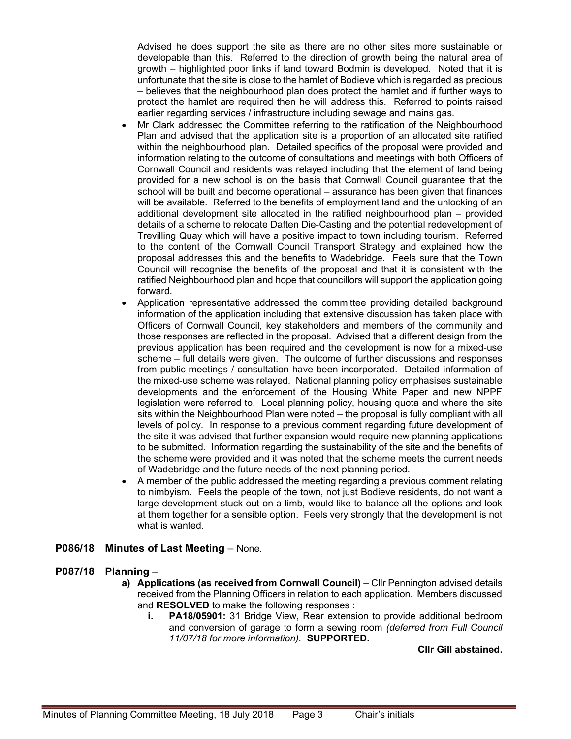Advised he does support the site as there are no other sites more sustainable or developable than this. Referred to the direction of growth being the natural area of growth – highlighted poor links if land toward Bodmin is developed. Noted that it is unfortunate that the site is close to the hamlet of Bodieve which is regarded as precious – believes that the neighbourhood plan does protect the hamlet and if further ways to protect the hamlet are required then he will address this. Referred to points raised earlier regarding services / infrastructure including sewage and mains gas.

- Mr Clark addressed the Committee referring to the ratification of the Neighbourhood Plan and advised that the application site is a proportion of an allocated site ratified within the neighbourhood plan. Detailed specifics of the proposal were provided and information relating to the outcome of consultations and meetings with both Officers of Cornwall Council and residents was relayed including that the element of land being provided for a new school is on the basis that Cornwall Council guarantee that the school will be built and become operational – assurance has been given that finances will be available. Referred to the benefits of employment land and the unlocking of an additional development site allocated in the ratified neighbourhood plan – provided details of a scheme to relocate Daften Die-Casting and the potential redevelopment of Trevilling Quay which will have a positive impact to town including tourism. Referred to the content of the Cornwall Council Transport Strategy and explained how the proposal addresses this and the benefits to Wadebridge. Feels sure that the Town Council will recognise the benefits of the proposal and that it is consistent with the ratified Neighbourhood plan and hope that councillors will support the application going forward.
- Application representative addressed the committee providing detailed background information of the application including that extensive discussion has taken place with Officers of Cornwall Council, key stakeholders and members of the community and those responses are reflected in the proposal. Advised that a different design from the previous application has been required and the development is now for a mixed-use scheme – full details were given. The outcome of further discussions and responses from public meetings / consultation have been incorporated. Detailed information of the mixed-use scheme was relayed. National planning policy emphasises sustainable developments and the enforcement of the Housing White Paper and new NPPF legislation were referred to. Local planning policy, housing quota and where the site sits within the Neighbourhood Plan were noted – the proposal is fully compliant with all levels of policy. In response to a previous comment regarding future development of the site it was advised that further expansion would require new planning applications to be submitted. Information regarding the sustainability of the site and the benefits of the scheme were provided and it was noted that the scheme meets the current needs of Wadebridge and the future needs of the next planning period.
- A member of the public addressed the meeting regarding a previous comment relating to nimbyism. Feels the people of the town, not just Bodieve residents, do not want a large development stuck out on a limb, would like to balance all the options and look at them together for a sensible option. Feels very strongly that the development is not what is wanted.

## P086/18 Minutes of Last Meeting – None.

## P087/18 Planning –

**a) Applications (as received from Cornwall Council)** – Cllr Pennington advised details received from the Planning Officers in relation to each application. Members discussed and **RESOLVED** to make the following responses :

**i. PA18/05901:** 31 Bridge View, Rear extension to provide additional bedroom and conversion of garage to form a sewing room *(deferred from Full Council 11/07/18 for more information).* **SUPPORTED.**

**Cllr Gill abstained.**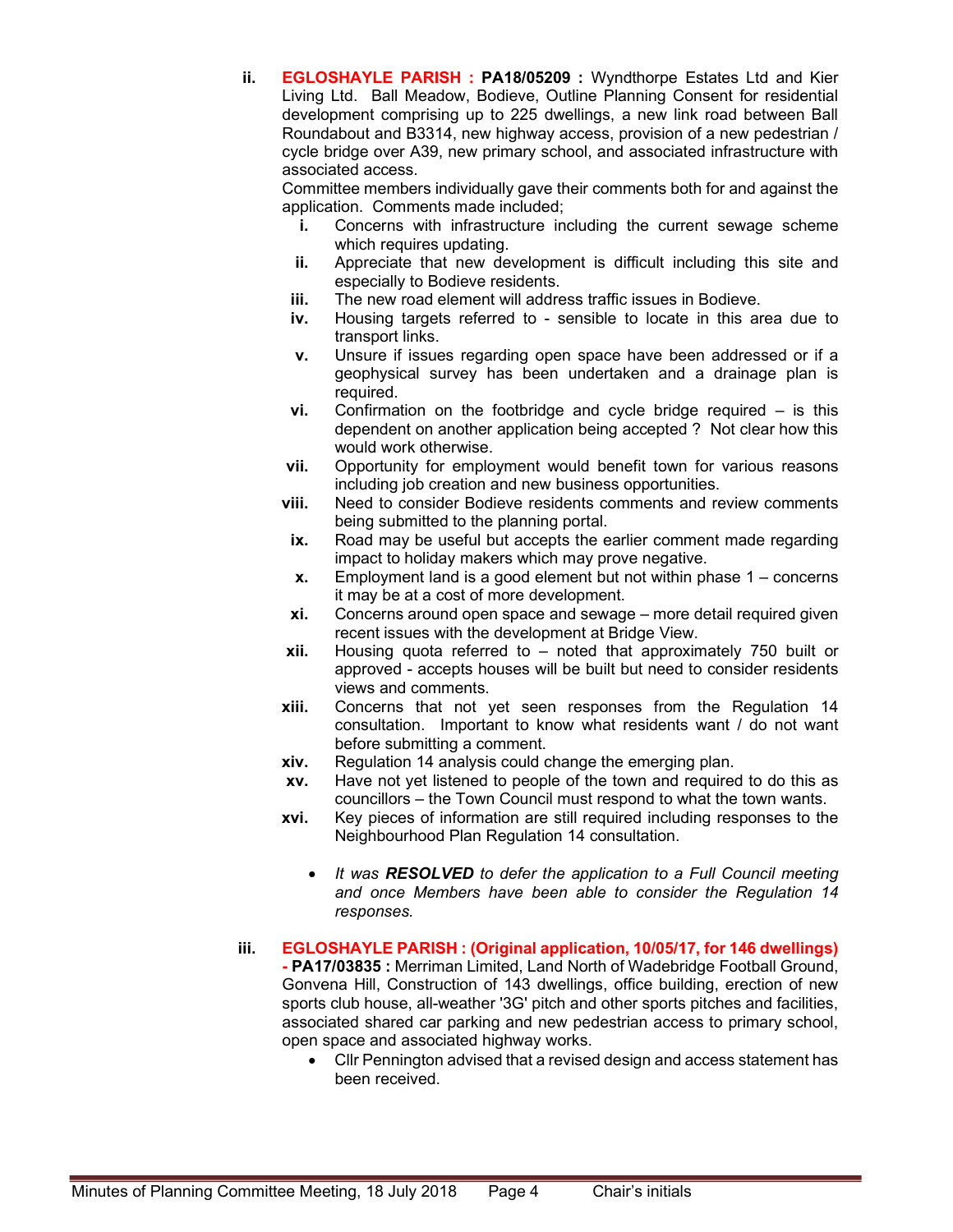ii. **EGLOSHAYLE PARISH : PA18/05209 :** Wyndthorpe Estates Ltd and Kier Living Ltd. Ball Meadow, Bodieve, Outline Planning Consent for residential development comprising up to 225 dwellings, a new link road between Ball Roundabout and B3314, new highway access, provision of a new pedestrian / cycle bridge over A39, new primary school, and associated infrastructure with associated access.

Committee members individually gave their comments both for and against the application. Comments made included;

i. Concerns with infrastructure including the current sewage scheme which requires updating.
ii. Appreciate that new development is difficult including this site and especially to Bodieve residents.
iii. The new road element will address traffic issues in Bodieve.
iv. Housing targets referred to - sensible to locate in this area due to transport links.
v. Unsure if issues regarding open space have been addressed or if a geophysical survey has been undertaken and a drainage plan is required.
vi. Confirmation on the footbridge and cycle bridge required – is this dependent on another application being accepted ? Not clear how this would work otherwise.
vii. Opportunity for employment would benefit town for various reasons including job creation and new business opportunities.
viii. Need to consider Bodieve residents comments and review comments being submitted to the planning portal.
ix. Road may be useful but accepts the earlier comment made regarding impact to holiday makers which may prove negative.
x. Employment land is a good element but not within phase 1 – concerns it may be at a cost of more development.
xi. Concerns around open space and sewage – more detail required given recent issues with the development at Bridge View.
xii. Housing quota referred to – noted that approximately 750 built or approved - accepts houses will be built but need to consider residents views and comments.
xiii. Concerns that not yet seen responses from the Regulation 14 consultation. Important to know what residents want / do not want before submitting a comment.
xiv. Regulation 14 analysis could change the emerging plan.
xv. Have not yet listened to people of the town and required to do this as councillors – the Town Council must respond to what the town wants.
xvi. Key pieces of information are still required including responses to the Neighbourhood Plan Regulation 14 consultation.

- *It was **RESOLVED** to defer the application to a Full Council meeting and once Members have been able to consider the Regulation 14 responses.*

iii. **EGLOSHAYLE PARISH : (Original application, 10/05/17, for 146 dwellings) - PA17/03835 :** Merriman Limited, Land North of Wadebridge Football Ground, Gonvena Hill, Construction of 143 dwellings, office building, erection of new sports club house, all-weather '3G' pitch and other sports pitches and facilities, associated shared car parking and new pedestrian access to primary school, open space and associated highway works.

- Cllr Pennington advised that a revised design and access statement has been received.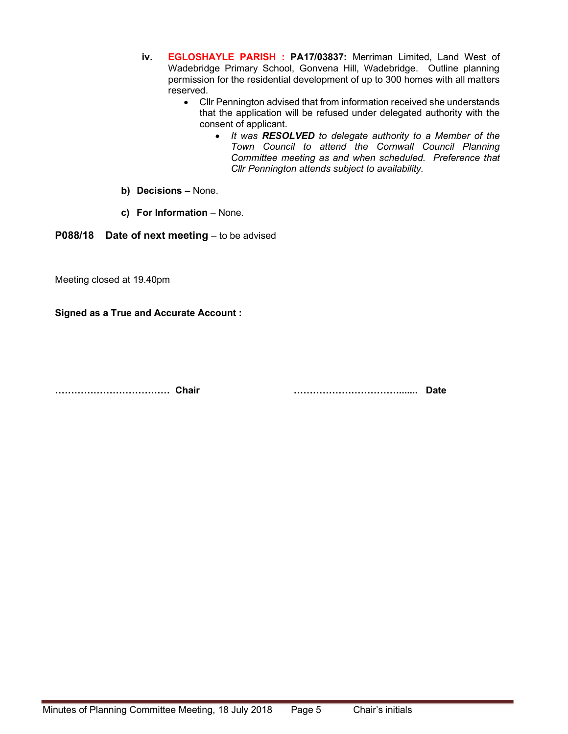iv. **EGLOSHAYLE PARISH : PA17/03837:** Merriman Limited, Land West of Wadebridge Primary School, Gonvena Hill, Wadebridge. Outline planning permission for the residential development of up to 300 homes with all matters reserved.

- Cllr Pennington advised that from information received she understands that the application will be refused under delegated authority with the consent of applicant.
  - *It was **RESOLVED** to delegate authority to a Member of the Town Council to attend the Cornwall Council Planning Committee meeting as and when scheduled. Preference that Cllr Pennington attends subject to availability.*

**b) Decisions –** None.

**c) For Information** – None.

**P088/18 Date of next meeting** – to be advised

Meeting closed at 19.40pm

**Signed as a True and Accurate Account :**

**……………………………… Chair ……………………………....... Date**